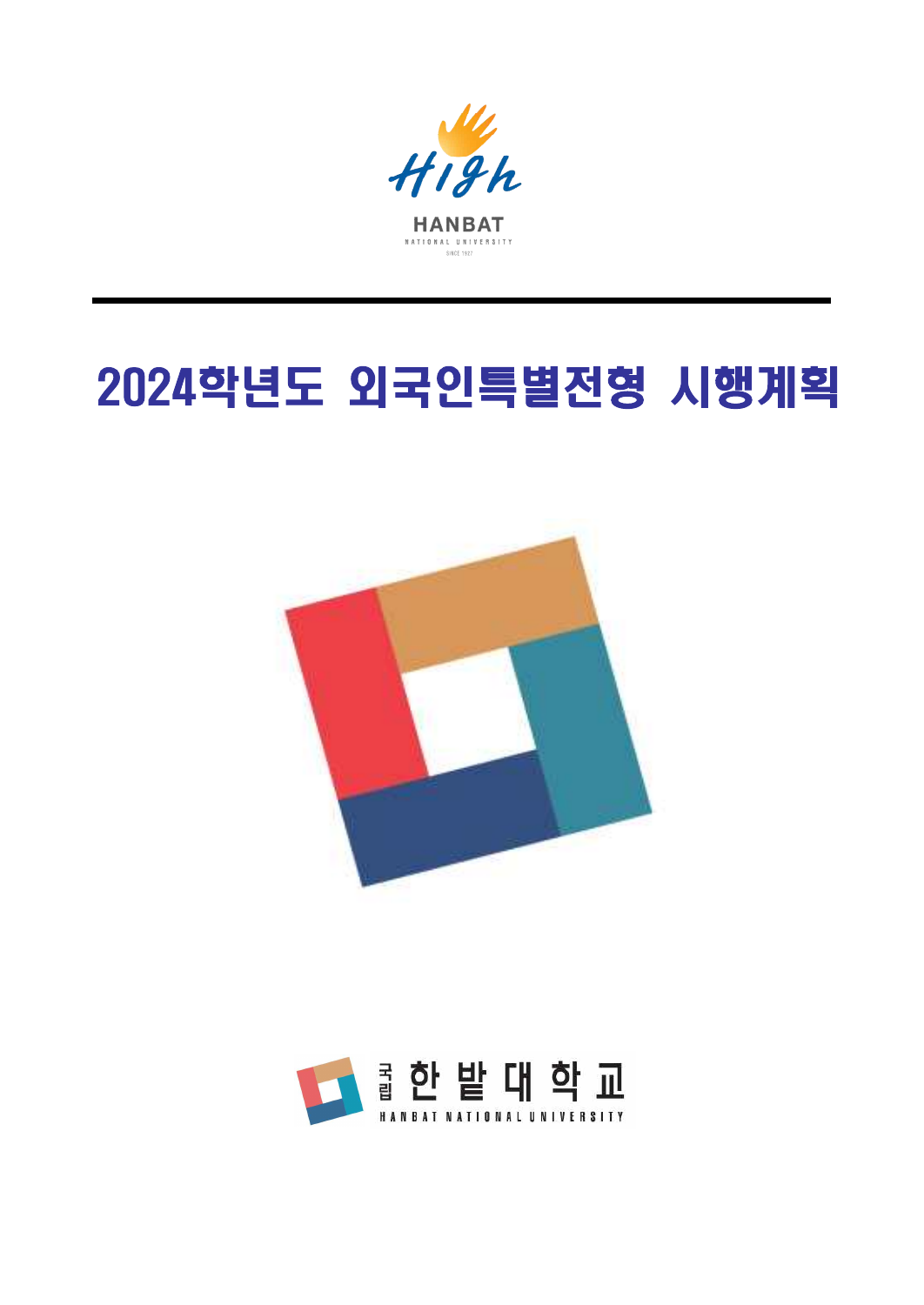High

HANBAT NATIONAL UNIVERSITY

SINCE 1927

# 2024학년도 외국인특별전형 시행계획

국립 한밭대학교

HANBAT NATIONAL UNIVERSITY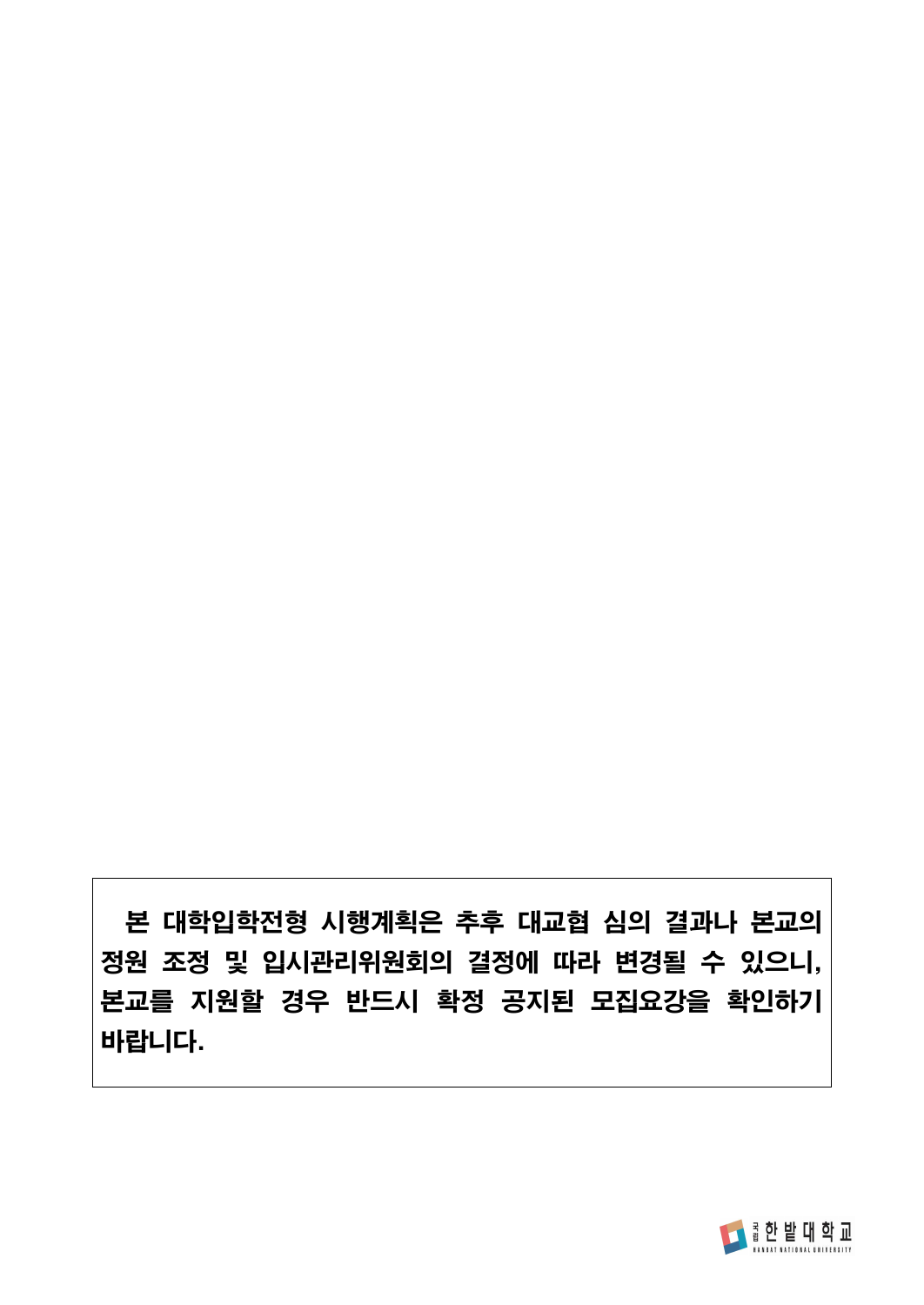**본 대학입학전형 시행계획은 추후 대교협 심의 결과나 본교의 정원 조정 및 입시관리위원회의 결정에 따라 변경될 수 있으니, 본교를 지원할 경우 반드시 확정 공지된 모집요강을 확인하기 바랍니다.**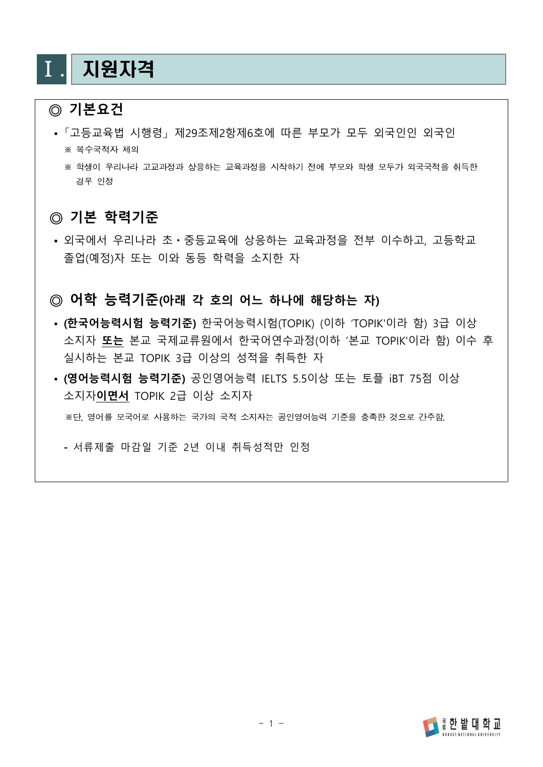# Ⅰ. 지원자격

### ◎ 기본요건

- 「고등교육법 시행령」 제29조제2항제6호에 따른 부모가 모두 외국인인 외국인
  - ※ 복수국적자 제외
  - ※ 학생이 우리나라 고교과정과 상응하는 교육과정을 시작하기 전에 부모와 학생 모두가 외국국적을 취득한 경우 인정

### ◎ 기본 학력기준

- 외국에서 우리나라 초·중등교육에 상응하는 교육과정을 전부 이수하고, 고등학교 졸업(예정)자 또는 이와 동등 학력을 소지한 자

### ◎ 어학 능력기준(아래 각 호의 어느 하나에 해당하는 자)

- **(한국어능력시험 능력기준)** 한국어능력시험(TOPIK) (이하 'TOPIK'이라 함) 3급 이상 소지자 **또는** 본교 국제교류원에서 한국어연수과정(이하 '본교 TOPIK'이라 함) 이수 후 실시하는 본교 TOPIK 3급 이상의 성적을 취득한 자
- **(영어능력시험 능력기준)** 공인영어능력 IELTS 5.5이상 또는 토플 iBT 75점 이상 소지자**이면서** TOPIK 2급 이상 소지자

  ※단, 영어를 모국어로 사용하는 국가의 국적 소지자는 공인영어능력 기준을 충족한 것으로 간주함.

  - 서류제출 마감일 기준 2년 이내 취득성적만 인정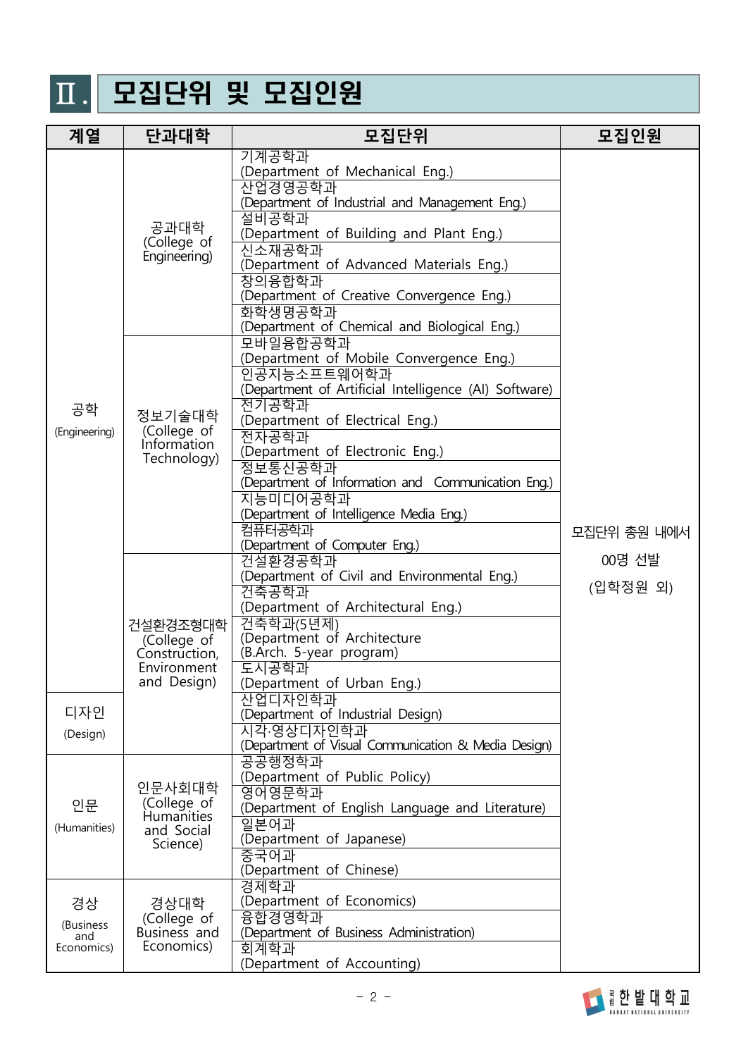# Ⅱ. 모집단위 및 모집인원

| 계열 | 단과대학 | 모집단위 | 모집인원 |
|---|---|---|---|
| 공학 (Engineering) | 공과대학 (College of Engineering) | 기계공학과 (Department of Mechanical Eng.) | 모집단위 총원 내에서 00명 선발 (입학정원 외) |
| | | 산업경영공학과 (Department of Industrial and Management Eng.) | |
| | | 설비공학과 (Department of Building and Plant Eng.) | |
| | | 신소재공학과 (Department of Advanced Materials Eng.) | |
| | | 창의융합학과 (Department of Creative Convergence Eng.) | |
| | | 화학생명공학과 (Department of Chemical and Biological Eng.) | |
| | 정보기술대학 (College of Information Technology) | 모바일융합공학과 (Department of Mobile Convergence Eng.) | |
| | | 인공지능소프트웨어학과 (Department of Artificial Intelligence (AI) Software) | |
| | | 전기공학과 (Department of Electrical Eng.) | |
| | | 전자공학과 (Department of Electronic Eng.) | |
| | | 정보통신공학과 (Department of Information and Communication Eng.) | |
| | | 지능미디어공학과 (Department of Intelligence Media Eng.) | |
| | | 컴퓨터공학과 (Department of Computer Eng.) | |
| | 건설환경조형대학 (College of Construction, Environment and Design) | 건설환경공학과 (Department of Civil and Environmental Eng.) | |
| | | 건축공학과 (Department of Architectural Eng.) | |
| | | 건축학과(5년제) (Department of Architecture (B.Arch. 5-year program) | |
| | | 도시공학과 (Department of Urban Eng.) | |
| 디자인 (Design) | | 산업디자인학과 (Department of Industrial Design) | |
| | | 시각·영상디자인학과 (Department of Visual Communication & Media Design) | |
| 인문 (Humanities) | 인문사회대학 (College of Humanities and Social Science) | 공공행정학과 (Department of Public Policy) | |
| | | 영어영문학과 (Department of English Language and Literature) | |
| | | 일본어과 (Department of Japanese) | |
| | | 중국어과 (Department of Chinese) | |
| 경상 (Business and Economics) | 경상대학 (College of Business and Economics) | 경제학과 (Department of Economics) | |
| | | 융합경영학과 (Department of Business Administration) | |
| | | 회계학과 (Department of Accounting) | |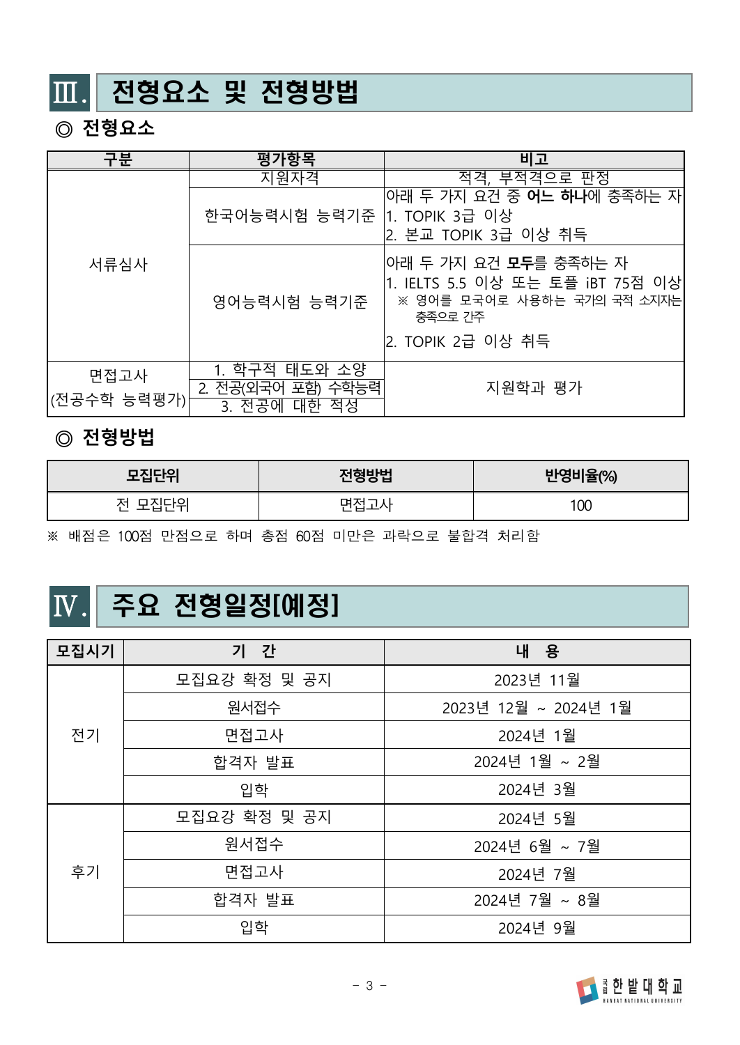# Ⅲ. 전형요소 및 전형방법

## ◎ 전형요소

| 구분 | 평가항목 | 비고 |
|---|---|---|
| 서류심사 | 지원자격 | 적격, 부적격으로 판정 |
| | 한국어능력시험 능력기준 | 아래 두 가지 요건 중 **어느 하나**에 충족하는 자<br>1. TOPIK 3급 이상<br>2. 본교 TOPIK 3급 이상 취득 |
| | 영어능력시험 능력기준 | 아래 두 가지 요건 **모두**를 충족하는 자<br>1. IELTS 5.5 이상 또는 토플 iBT 75점 이상<br>※ 영어를 모국어로 사용하는 국가의 국적 소지자는 충족으로 간주<br>2. TOPIK 2급 이상 취득 |
| 면접고사<br>(전공수학 능력평가) | 1. 학구적 태도와 소양<br>2. 전공(외국어 포함) 수학능력<br>3. 전공에 대한 적성 | 지원학과 평가 |

## ◎ 전형방법

| 모집단위 | 전형방법 | 반영비율(%) |
|---|---|---|
| 전 모집단위 | 면접고사 | 100 |

※ 배점은 100점 만점으로 하며 총점 60점 미만은 과락으로 불합격 처리함

# Ⅳ. 주요 전형일정[예정]

| 모집시기 | 기 간 | 내 용 |
|---|---|---|
| 전기 | 모집요강 확정 및 공지 | 2023년 11월 |
| | 원서접수 | 2023년 12월 ~ 2024년 1월 |
| | 면접고사 | 2024년 1월 |
| | 합격자 발표 | 2024년 1월 ~ 2월 |
| | 입학 | 2024년 3월 |
| 후기 | 모집요강 확정 및 공지 | 2024년 5월 |
| | 원서접수 | 2024년 6월 ~ 7월 |
| | 면접고사 | 2024년 7월 |
| | 합격자 발표 | 2024년 7월 ~ 8월 |
| | 입학 | 2024년 9월 |